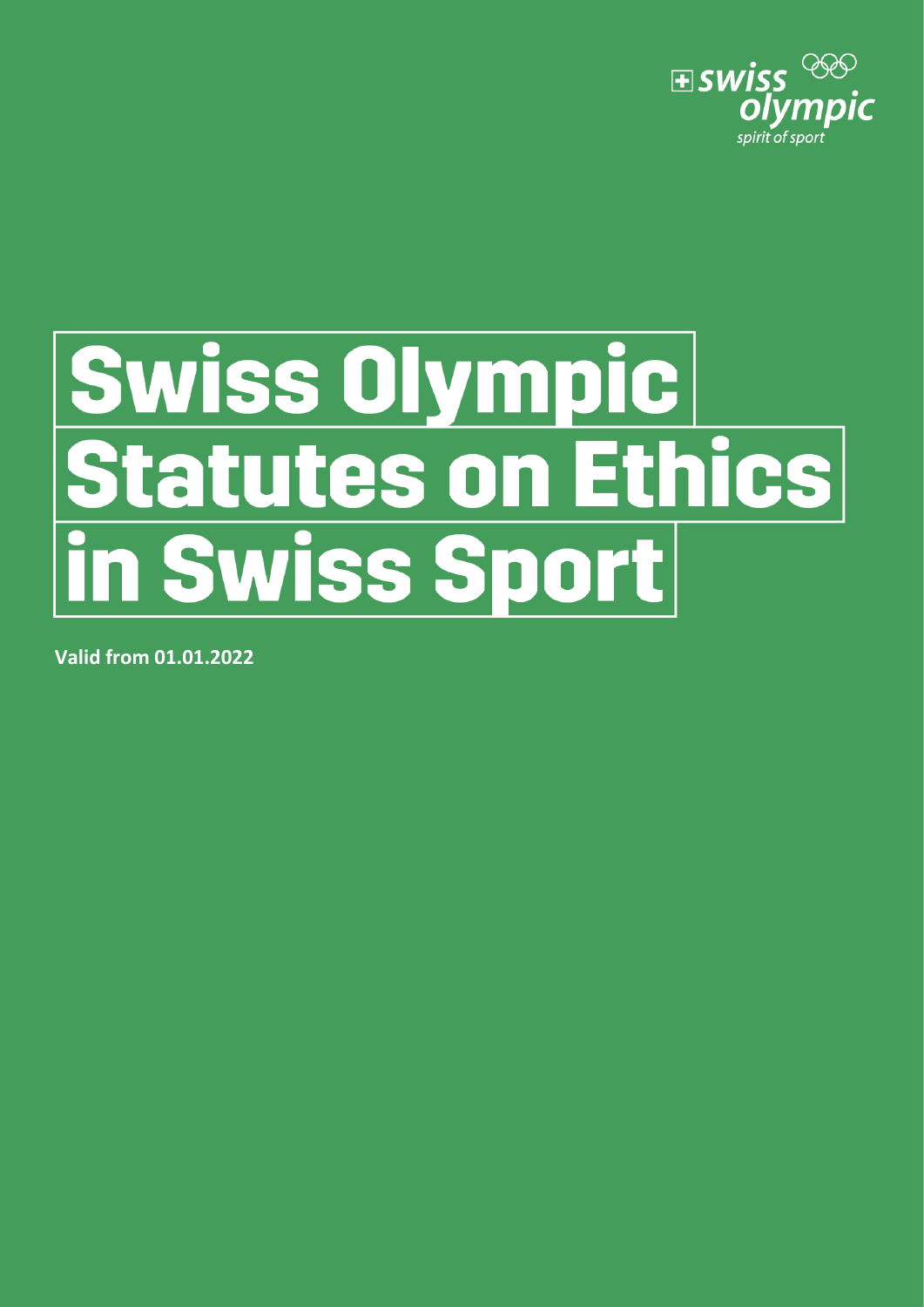swiss olympic
spirit of sport

# Swiss Olympic Statutes on Ethics in Swiss Sport

**Valid from 01.01.2022**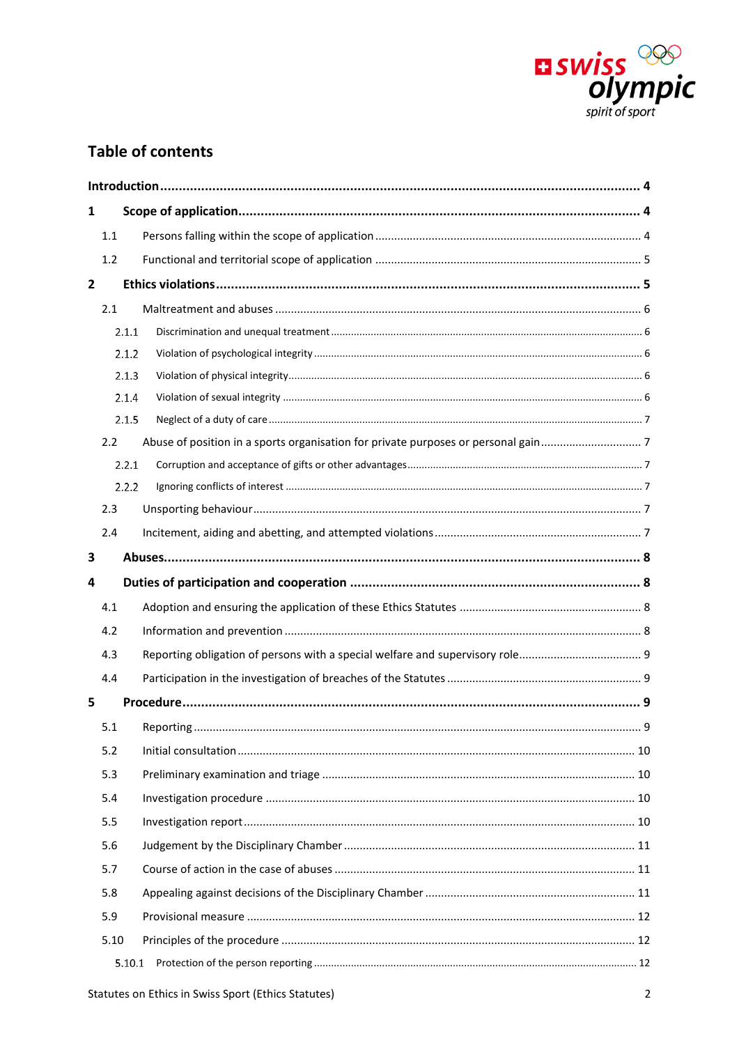## Table of contents

**Introduction** .......... **4**

**1 Scope of application** .......... **4**

- 1.1 Persons falling within the scope of application .......... 4
- 1.2 Functional and territorial scope of application .......... 5

**2 Ethics violations** .......... **5**

- 2.1 Maltreatment and abuses .......... 6
  - 2.1.1 Discrimination and unequal treatment .......... 6
  - 2.1.2 Violation of psychological integrity .......... 6
  - 2.1.3 Violation of physical integrity .......... 6
  - 2.1.4 Violation of sexual integrity .......... 6
  - 2.1.5 Neglect of a duty of care .......... 7
- 2.2 Abuse of position in a sports organisation for private purposes or personal gain .......... 7
  - 2.2.1 Corruption and acceptance of gifts or other advantages .......... 7
  - 2.2.2 Ignoring conflicts of interest .......... 7
- 2.3 Unsporting behaviour .......... 7
- 2.4 Incitement, aiding and abetting, and attempted violations .......... 7

**3 Abuses** .......... **8**

**4 Duties of participation and cooperation** .......... **8**

- 4.1 Adoption and ensuring the application of these Ethics Statutes .......... 8
- 4.2 Information and prevention .......... 8
- 4.3 Reporting obligation of persons with a special welfare and supervisory role .......... 9
- 4.4 Participation in the investigation of breaches of the Statutes .......... 9

**5 Procedure** .......... **9**

- 5.1 Reporting .......... 9
- 5.2 Initial consultation .......... 10
- 5.3 Preliminary examination and triage .......... 10
- 5.4 Investigation procedure .......... 10
- 5.5 Investigation report .......... 10
- 5.6 Judgement by the Disciplinary Chamber .......... 11
- 5.7 Course of action in the case of abuses .......... 11
- 5.8 Appealing against decisions of the Disciplinary Chamber .......... 11
- 5.9 Provisional measure .......... 12
- 5.10 Principles of the procedure .......... 12
  - 5.10.1 Protection of the person reporting .......... 12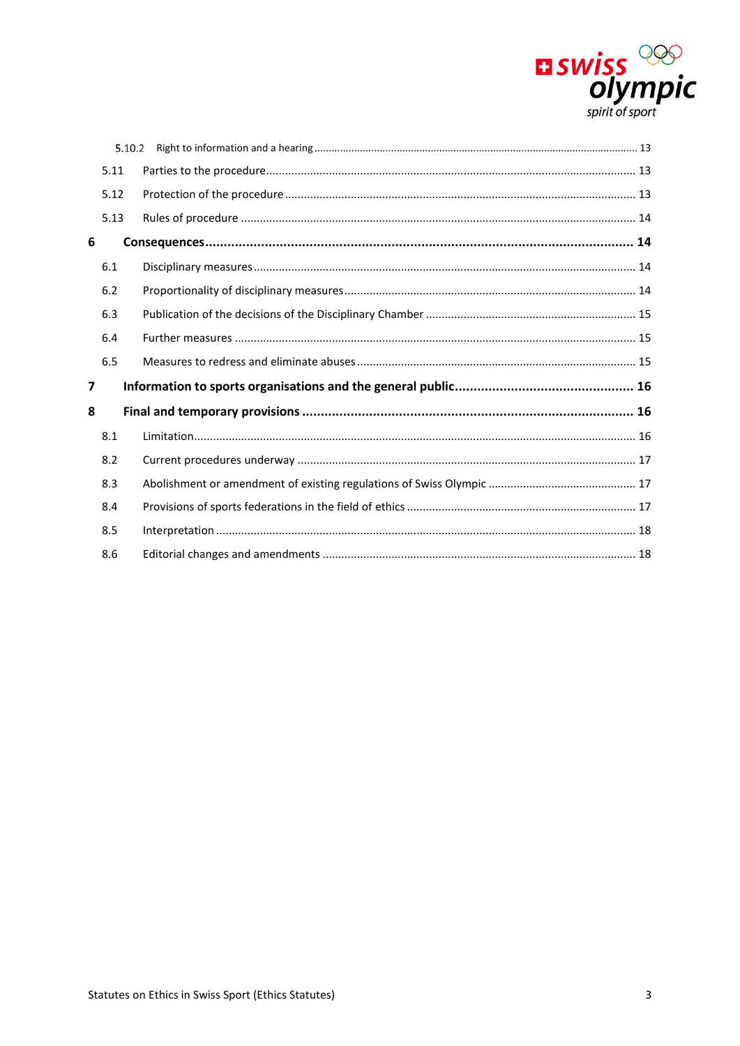5.10.2 Right to information and a hearing ..... 13

5.11 Parties to the procedure ..... 13

5.12 Protection of the procedure ..... 13

5.13 Rules of procedure ..... 14

**6 Consequences ..... 14**

6.1 Disciplinary measures ..... 14

6.2 Proportionality of disciplinary measures ..... 14

6.3 Publication of the decisions of the Disciplinary Chamber ..... 15

6.4 Further measures ..... 15

6.5 Measures to redress and eliminate abuses ..... 15

**7 Information to sports organisations and the general public ..... 16**

**8 Final and temporary provisions ..... 16**

8.1 Limitation ..... 16

8.2 Current procedures underway ..... 17

8.3 Abolishment or amendment of existing regulations of Swiss Olympic ..... 17

8.4 Provisions of sports federations in the field of ethics ..... 17

8.5 Interpretation ..... 18

8.6 Editorial changes and amendments ..... 18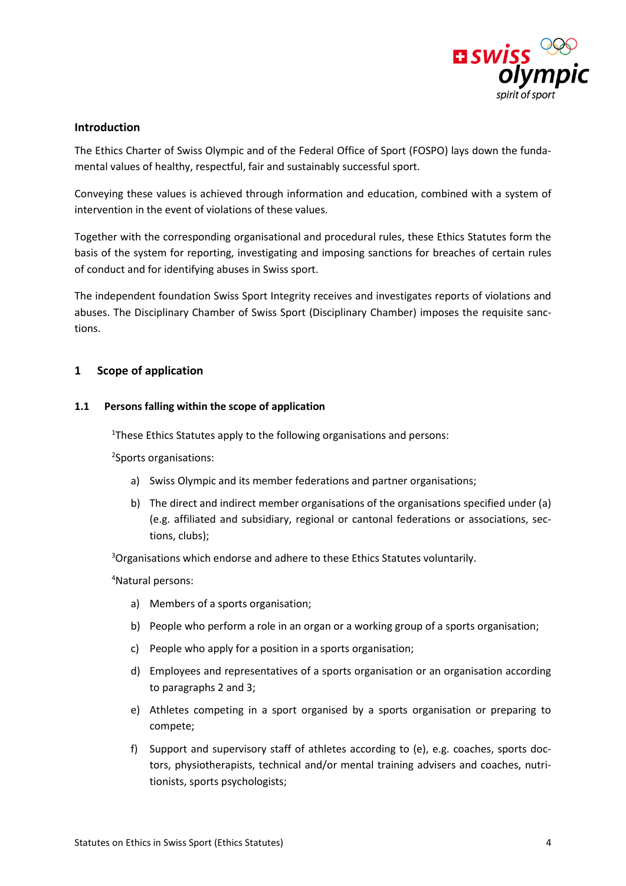## Introduction

The Ethics Charter of Swiss Olympic and of the Federal Office of Sport (FOSPO) lays down the fundamental values of healthy, respectful, fair and sustainably successful sport.

Conveying these values is achieved through information and education, combined with a system of intervention in the event of violations of these values.

Together with the corresponding organisational and procedural rules, these Ethics Statutes form the basis of the system for reporting, investigating and imposing sanctions for breaches of certain rules of conduct and for identifying abuses in Swiss sport.

The independent foundation Swiss Sport Integrity receives and investigates reports of violations and abuses. The Disciplinary Chamber of Swiss Sport (Disciplinary Chamber) imposes the requisite sanctions.

## 1 Scope of application

### 1.1 Persons falling within the scope of application

[1]These Ethics Statutes apply to the following organisations and persons:

[2]Sports organisations:

a) Swiss Olympic and its member federations and partner organisations;

b) The direct and indirect member organisations of the organisations specified under (a) (e.g. affiliated and subsidiary, regional or cantonal federations or associations, sections, clubs);

[3]Organisations which endorse and adhere to these Ethics Statutes voluntarily.

[4]Natural persons:

a) Members of a sports organisation;

b) People who perform a role in an organ or a working group of a sports organisation;

c) People who apply for a position in a sports organisation;

d) Employees and representatives of a sports organisation or an organisation according to paragraphs 2 and 3;

e) Athletes competing in a sport organised by a sports organisation or preparing to compete;

f) Support and supervisory staff of athletes according to (e), e.g. coaches, sports doctors, physiotherapists, technical and/or mental training advisers and coaches, nutritionists, sports psychologists;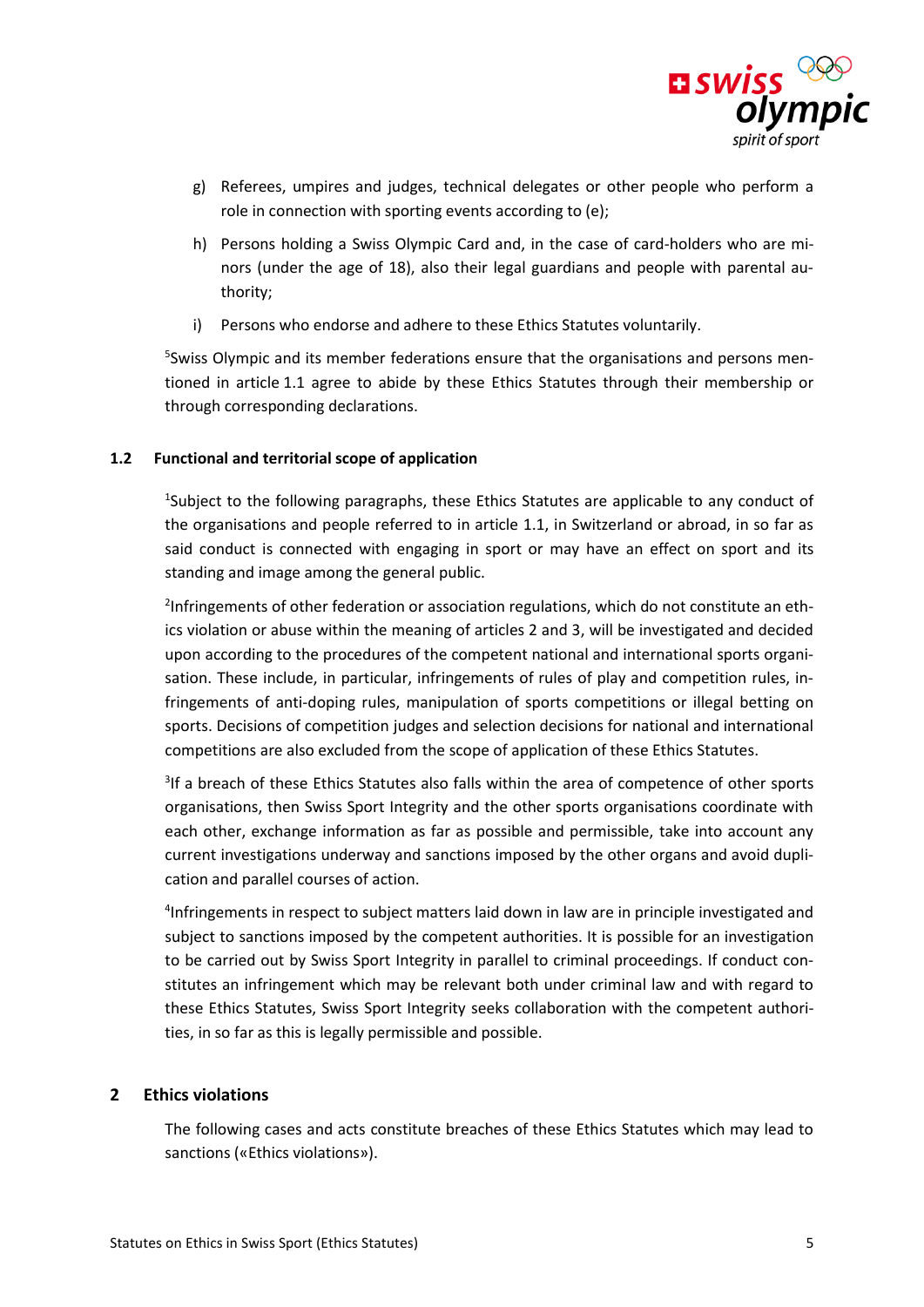g) Referees, umpires and judges, technical delegates or other people who perform a role in connection with sporting events according to (e);

h) Persons holding a Swiss Olympic Card and, in the case of card-holders who are minors (under the age of 18), also their legal guardians and people with parental authority;

i) Persons who endorse and adhere to these Ethics Statutes voluntarily.

[5]Swiss Olympic and its member federations ensure that the organisations and persons mentioned in article 1.1 agree to abide by these Ethics Statutes through their membership or through corresponding declarations.

### 1.2 Functional and territorial scope of application

[1]Subject to the following paragraphs, these Ethics Statutes are applicable to any conduct of the organisations and people referred to in article 1.1, in Switzerland or abroad, in so far as said conduct is connected with engaging in sport or may have an effect on sport and its standing and image among the general public.

[2]Infringements of other federation or association regulations, which do not constitute an ethics violation or abuse within the meaning of articles 2 and 3, will be investigated and decided upon according to the procedures of the competent national and international sports organisation. These include, in particular, infringements of rules of play and competition rules, infringements of anti-doping rules, manipulation of sports competitions or illegal betting on sports. Decisions of competition judges and selection decisions for national and international competitions are also excluded from the scope of application of these Ethics Statutes.

[3]If a breach of these Ethics Statutes also falls within the area of competence of other sports organisations, then Swiss Sport Integrity and the other sports organisations coordinate with each other, exchange information as far as possible and permissible, take into account any current investigations underway and sanctions imposed by the other organs and avoid duplication and parallel courses of action.

[4]Infringements in respect to subject matters laid down in law are in principle investigated and subject to sanctions imposed by the competent authorities. It is possible for an investigation to be carried out by Swiss Sport Integrity in parallel to criminal proceedings. If conduct constitutes an infringement which may be relevant both under criminal law and with regard to these Ethics Statutes, Swiss Sport Integrity seeks collaboration with the competent authorities, in so far as this is legally permissible and possible.

## 2 Ethics violations

The following cases and acts constitute breaches of these Ethics Statutes which may lead to sanctions («Ethics violations»).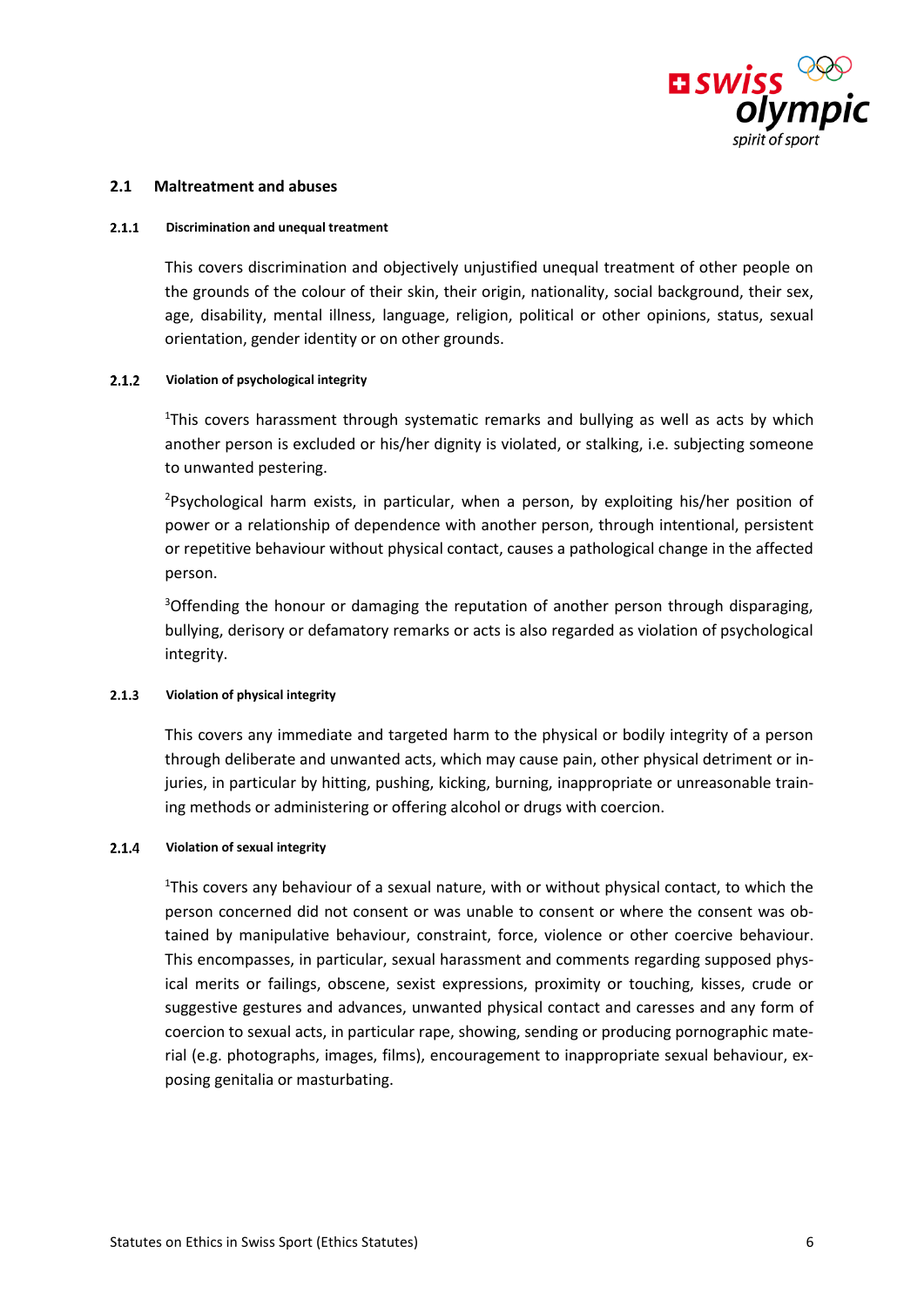## 2.1 Maltreatment and abuses

### 2.1.1 Discrimination and unequal treatment

This covers discrimination and objectively unjustified unequal treatment of other people on the grounds of the colour of their skin, their origin, nationality, social background, their sex, age, disability, mental illness, language, religion, political or other opinions, status, sexual orientation, gender identity or on other grounds.

### 2.1.2 Violation of psychological integrity

[1]This covers harassment through systematic remarks and bullying as well as acts by which another person is excluded or his/her dignity is violated, or stalking, i.e. subjecting someone to unwanted pestering.

[2]Psychological harm exists, in particular, when a person, by exploiting his/her position of power or a relationship of dependence with another person, through intentional, persistent or repetitive behaviour without physical contact, causes a pathological change in the affected person.

[3]Offending the honour or damaging the reputation of another person through disparaging, bullying, derisory or defamatory remarks or acts is also regarded as violation of psychological integrity.

### 2.1.3 Violation of physical integrity

This covers any immediate and targeted harm to the physical or bodily integrity of a person through deliberate and unwanted acts, which may cause pain, other physical detriment or injuries, in particular by hitting, pushing, kicking, burning, inappropriate or unreasonable training methods or administering or offering alcohol or drugs with coercion.

### 2.1.4 Violation of sexual integrity

[1]This covers any behaviour of a sexual nature, with or without physical contact, to which the person concerned did not consent or was unable to consent or where the consent was obtained by manipulative behaviour, constraint, force, violence or other coercive behaviour. This encompasses, in particular, sexual harassment and comments regarding supposed physical merits or failings, obscene, sexist expressions, proximity or touching, kisses, crude or suggestive gestures and advances, unwanted physical contact and caresses and any form of coercion to sexual acts, in particular rape, showing, sending or producing pornographic material (e.g. photographs, images, films), encouragement to inappropriate sexual behaviour, exposing genitalia or masturbating.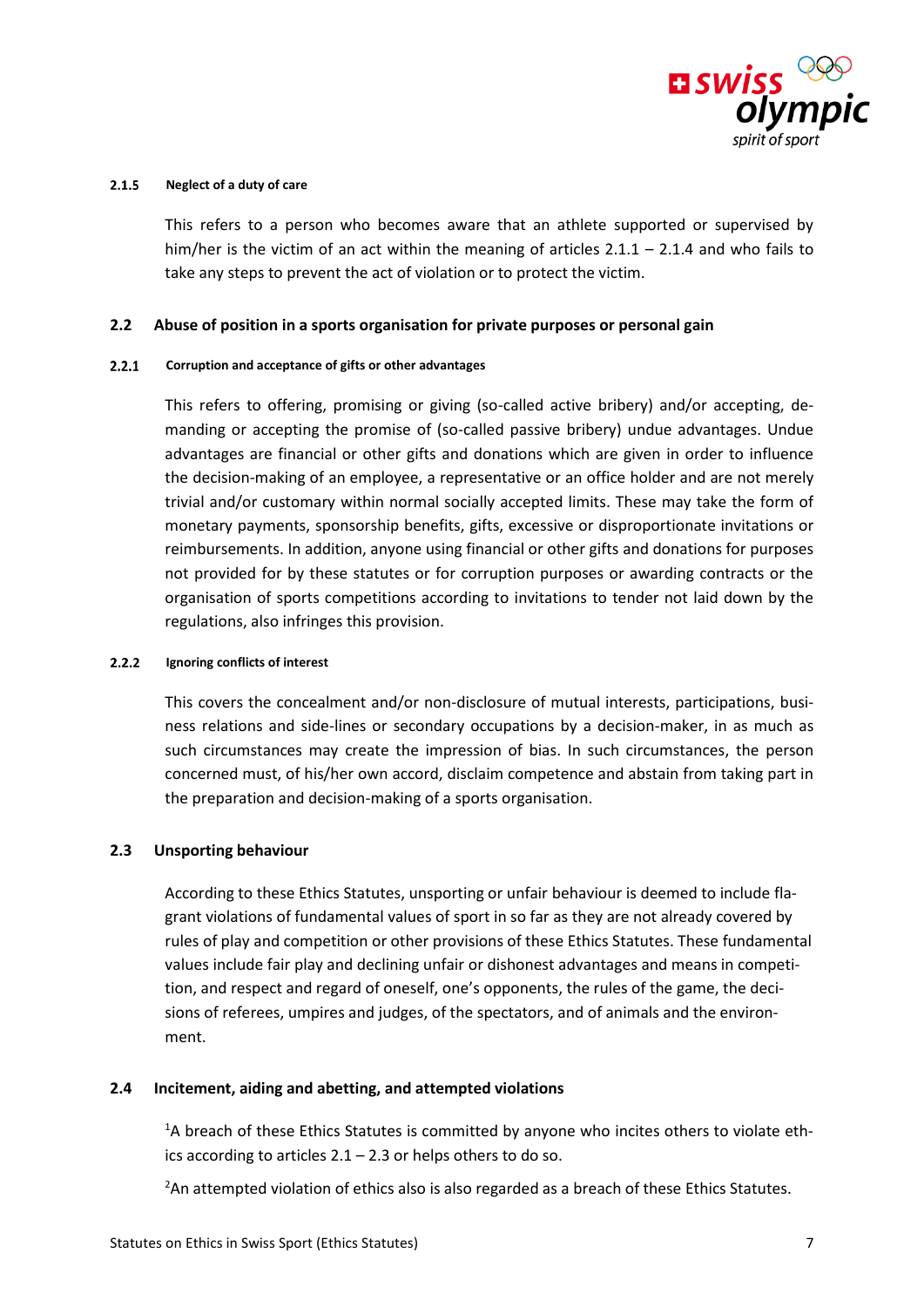#### 2.1.5 Neglect of a duty of care

This refers to a person who becomes aware that an athlete supported or supervised by him/her is the victim of an act within the meaning of articles 2.1.1 – 2.1.4 and who fails to take any steps to prevent the act of violation or to protect the victim.

### 2.2 Abuse of position in a sports organisation for private purposes or personal gain

#### 2.2.1 Corruption and acceptance of gifts or other advantages

This refers to offering, promising or giving (so-called active bribery) and/or accepting, demanding or accepting the promise of (so-called passive bribery) undue advantages. Undue advantages are financial or other gifts and donations which are given in order to influence the decision-making of an employee, a representative or an office holder and are not merely trivial and/or customary within normal socially accepted limits. These may take the form of monetary payments, sponsorship benefits, gifts, excessive or disproportionate invitations or reimbursements. In addition, anyone using financial or other gifts and donations for purposes not provided for by these statutes or for corruption purposes or awarding contracts or the organisation of sports competitions according to invitations to tender not laid down by the regulations, also infringes this provision.

#### 2.2.2 Ignoring conflicts of interest

This covers the concealment and/or non-disclosure of mutual interests, participations, business relations and side-lines or secondary occupations by a decision-maker, in as much as such circumstances may create the impression of bias. In such circumstances, the person concerned must, of his/her own accord, disclaim competence and abstain from taking part in the preparation and decision-making of a sports organisation.

### 2.3 Unsporting behaviour

According to these Ethics Statutes, unsporting or unfair behaviour is deemed to include flagrant violations of fundamental values of sport in so far as they are not already covered by rules of play and competition or other provisions of these Ethics Statutes. These fundamental values include fair play and declining unfair or dishonest advantages and means in competition, and respect and regard of oneself, one's opponents, the rules of the game, the decisions of referees, umpires and judges, of the spectators, and of animals and the environment.

### 2.4 Incitement, aiding and abetting, and attempted violations

[1]A breach of these Ethics Statutes is committed by anyone who incites others to violate ethics according to articles 2.1 – 2.3 or helps others to do so.

[2]An attempted violation of ethics also is also regarded as a breach of these Ethics Statutes.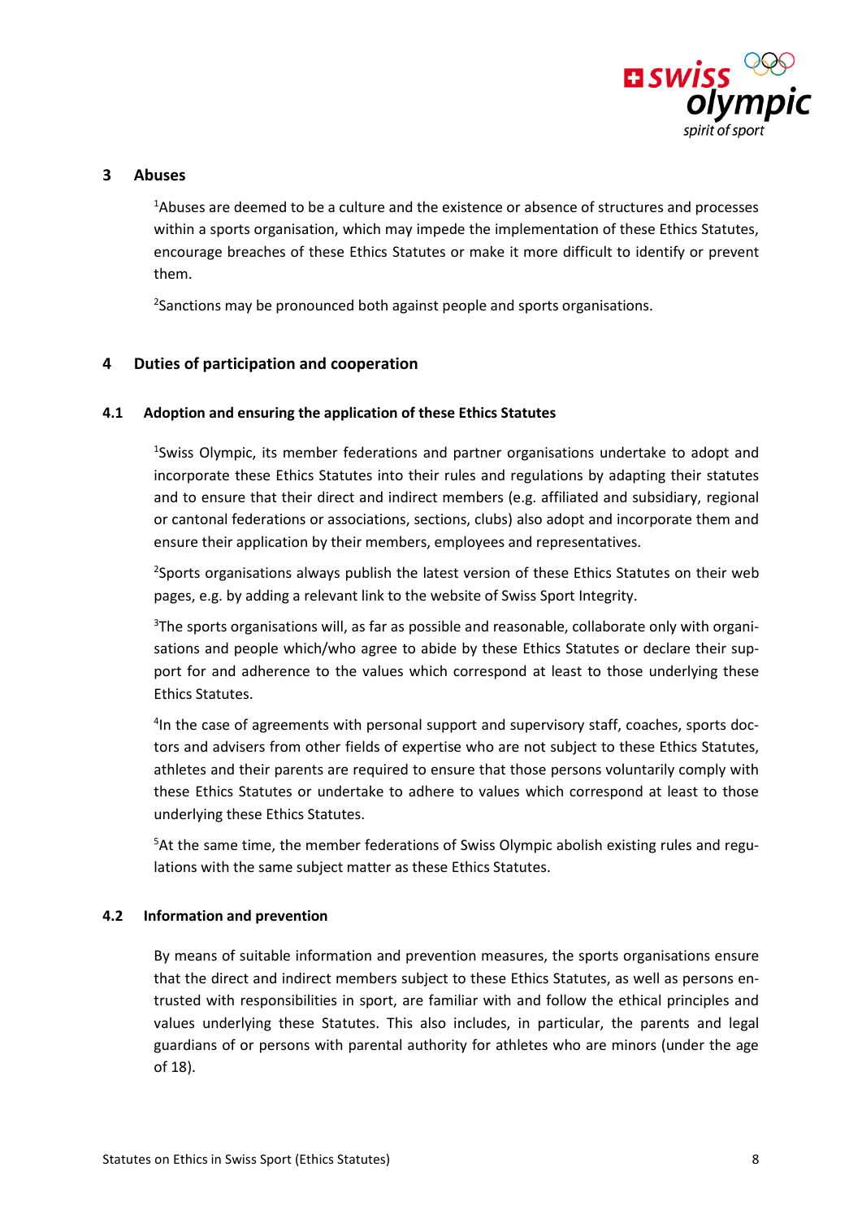## 3 Abuses

[1]Abuses are deemed to be a culture and the existence or absence of structures and processes within a sports organisation, which may impede the implementation of these Ethics Statutes, encourage breaches of these Ethics Statutes or make it more difficult to identify or prevent them.

[2]Sanctions may be pronounced both against people and sports organisations.

## 4 Duties of participation and cooperation

### 4.1 Adoption and ensuring the application of these Ethics Statutes

[1]Swiss Olympic, its member federations and partner organisations undertake to adopt and incorporate these Ethics Statutes into their rules and regulations by adapting their statutes and to ensure that their direct and indirect members (e.g. affiliated and subsidiary, regional or cantonal federations or associations, sections, clubs) also adopt and incorporate them and ensure their application by their members, employees and representatives.

[2]Sports organisations always publish the latest version of these Ethics Statutes on their web pages, e.g. by adding a relevant link to the website of Swiss Sport Integrity.

[3]The sports organisations will, as far as possible and reasonable, collaborate only with organisations and people which/who agree to abide by these Ethics Statutes or declare their support for and adherence to the values which correspond at least to those underlying these Ethics Statutes.

[4]In the case of agreements with personal support and supervisory staff, coaches, sports doctors and advisers from other fields of expertise who are not subject to these Ethics Statutes, athletes and their parents are required to ensure that those persons voluntarily comply with these Ethics Statutes or undertake to adhere to values which correspond at least to those underlying these Ethics Statutes.

[5]At the same time, the member federations of Swiss Olympic abolish existing rules and regulations with the same subject matter as these Ethics Statutes.

### 4.2 Information and prevention

By means of suitable information and prevention measures, the sports organisations ensure that the direct and indirect members subject to these Ethics Statutes, as well as persons entrusted with responsibilities in sport, are familiar with and follow the ethical principles and values underlying these Statutes. This also includes, in particular, the parents and legal guardians of or persons with parental authority for athletes who are minors (under the age of 18).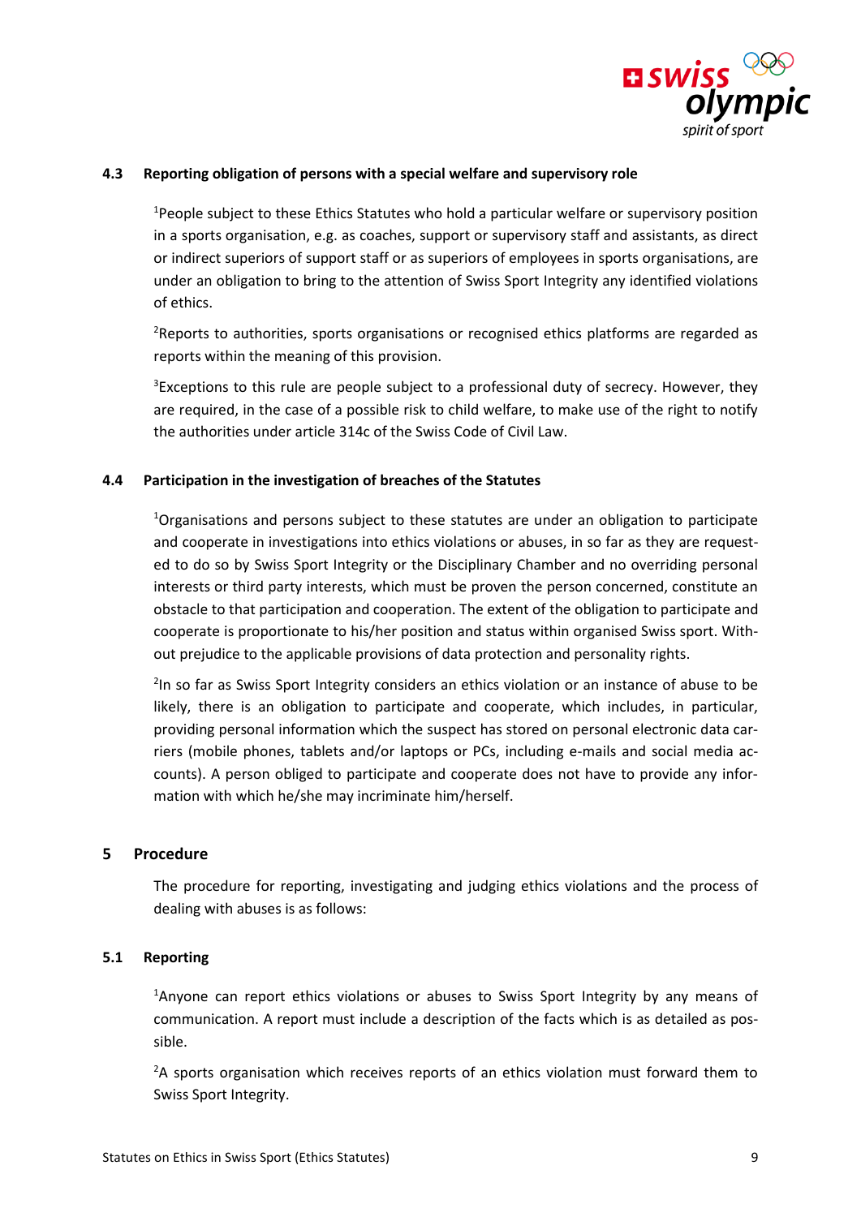### 4.3 Reporting obligation of persons with a special welfare and supervisory role

[1]People subject to these Ethics Statutes who hold a particular welfare or supervisory position in a sports organisation, e.g. as coaches, support or supervisory staff and assistants, as direct or indirect superiors of support staff or as superiors of employees in sports organisations, are under an obligation to bring to the attention of Swiss Sport Integrity any identified violations of ethics.

[2]Reports to authorities, sports organisations or recognised ethics platforms are regarded as reports within the meaning of this provision.

[3]Exceptions to this rule are people subject to a professional duty of secrecy. However, they are required, in the case of a possible risk to child welfare, to make use of the right to notify the authorities under article 314c of the Swiss Code of Civil Law.

### 4.4 Participation in the investigation of breaches of the Statutes

[1]Organisations and persons subject to these statutes are under an obligation to participate and cooperate in investigations into ethics violations or abuses, in so far as they are requested to do so by Swiss Sport Integrity or the Disciplinary Chamber and no overriding personal interests or third party interests, which must be proven the person concerned, constitute an obstacle to that participation and cooperation. The extent of the obligation to participate and cooperate is proportionate to his/her position and status within organised Swiss sport. Without prejudice to the applicable provisions of data protection and personality rights.

[2]In so far as Swiss Sport Integrity considers an ethics violation or an instance of abuse to be likely, there is an obligation to participate and cooperate, which includes, in particular, providing personal information which the suspect has stored on personal electronic data carriers (mobile phones, tablets and/or laptops or PCs, including e-mails and social media accounts). A person obliged to participate and cooperate does not have to provide any information with which he/she may incriminate him/herself.

## 5 Procedure

The procedure for reporting, investigating and judging ethics violations and the process of dealing with abuses is as follows:

### 5.1 Reporting

[1]Anyone can report ethics violations or abuses to Swiss Sport Integrity by any means of communication. A report must include a description of the facts which is as detailed as possible.

[2]A sports organisation which receives reports of an ethics violation must forward them to Swiss Sport Integrity.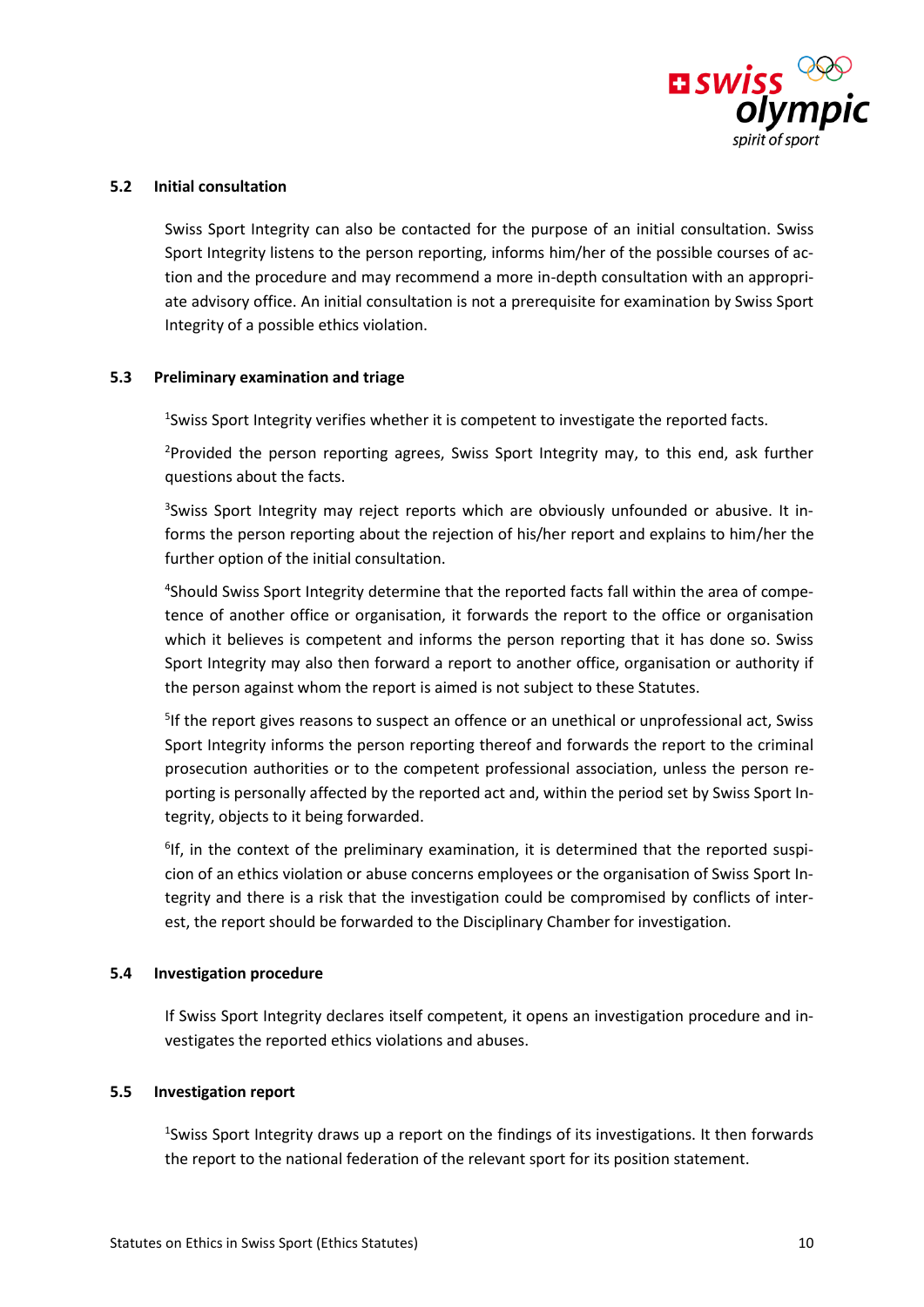### 5.2 Initial consultation

Swiss Sport Integrity can also be contacted for the purpose of an initial consultation. Swiss Sport Integrity listens to the person reporting, informs him/her of the possible courses of action and the procedure and may recommend a more in-depth consultation with an appropriate advisory office. An initial consultation is not a prerequisite for examination by Swiss Sport Integrity of a possible ethics violation.

### 5.3 Preliminary examination and triage

[1]Swiss Sport Integrity verifies whether it is competent to investigate the reported facts.

[2]Provided the person reporting agrees, Swiss Sport Integrity may, to this end, ask further questions about the facts.

[3]Swiss Sport Integrity may reject reports which are obviously unfounded or abusive. It informs the person reporting about the rejection of his/her report and explains to him/her the further option of the initial consultation.

[4]Should Swiss Sport Integrity determine that the reported facts fall within the area of competence of another office or organisation, it forwards the report to the office or organisation which it believes is competent and informs the person reporting that it has done so. Swiss Sport Integrity may also then forward a report to another office, organisation or authority if the person against whom the report is aimed is not subject to these Statutes.

[5]If the report gives reasons to suspect an offence or an unethical or unprofessional act, Swiss Sport Integrity informs the person reporting thereof and forwards the report to the criminal prosecution authorities or to the competent professional association, unless the person reporting is personally affected by the reported act and, within the period set by Swiss Sport Integrity, objects to it being forwarded.

[6]If, in the context of the preliminary examination, it is determined that the reported suspicion of an ethics violation or abuse concerns employees or the organisation of Swiss Sport Integrity and there is a risk that the investigation could be compromised by conflicts of interest, the report should be forwarded to the Disciplinary Chamber for investigation.

### 5.4 Investigation procedure

If Swiss Sport Integrity declares itself competent, it opens an investigation procedure and investigates the reported ethics violations and abuses.

### 5.5 Investigation report

[1]Swiss Sport Integrity draws up a report on the findings of its investigations. It then forwards the report to the national federation of the relevant sport for its position statement.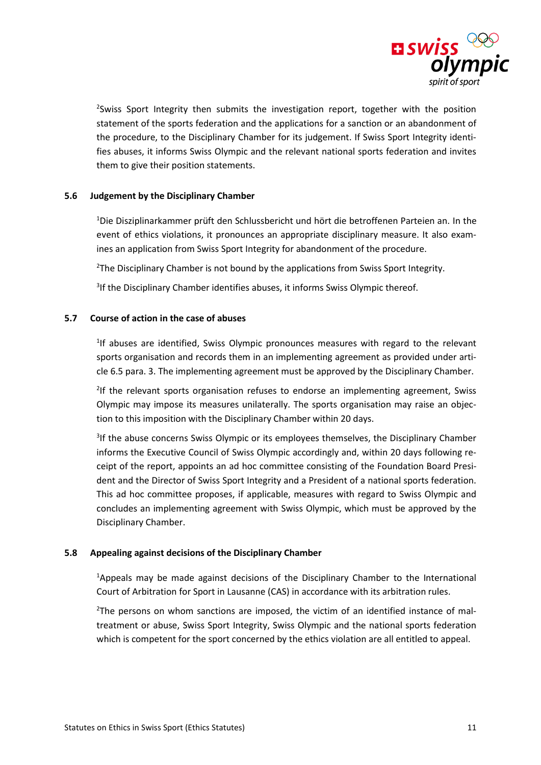[2]Swiss Sport Integrity then submits the investigation report, together with the position statement of the sports federation and the applications for a sanction or an abandonment of the procedure, to the Disciplinary Chamber for its judgement. If Swiss Sport Integrity identifies abuses, it informs Swiss Olympic and the relevant national sports federation and invites them to give their position statements.

### 5.6 Judgement by the Disciplinary Chamber

[1]Die Disziplinarkammer prüft den Schlussbericht und hört die betroffenen Parteien an. In the event of ethics violations, it pronounces an appropriate disciplinary measure. It also examines an application from Swiss Sport Integrity for abandonment of the procedure.

[2]The Disciplinary Chamber is not bound by the applications from Swiss Sport Integrity.

[3]If the Disciplinary Chamber identifies abuses, it informs Swiss Olympic thereof.

### 5.7 Course of action in the case of abuses

[1]If abuses are identified, Swiss Olympic pronounces measures with regard to the relevant sports organisation and records them in an implementing agreement as provided under article 6.5 para. 3. The implementing agreement must be approved by the Disciplinary Chamber.

[2]If the relevant sports organisation refuses to endorse an implementing agreement, Swiss Olympic may impose its measures unilaterally. The sports organisation may raise an objection to this imposition with the Disciplinary Chamber within 20 days.

[3]If the abuse concerns Swiss Olympic or its employees themselves, the Disciplinary Chamber informs the Executive Council of Swiss Olympic accordingly and, within 20 days following receipt of the report, appoints an ad hoc committee consisting of the Foundation Board President and the Director of Swiss Sport Integrity and a President of a national sports federation. This ad hoc committee proposes, if applicable, measures with regard to Swiss Olympic and concludes an implementing agreement with Swiss Olympic, which must be approved by the Disciplinary Chamber.

### 5.8 Appealing against decisions of the Disciplinary Chamber

[1]Appeals may be made against decisions of the Disciplinary Chamber to the International Court of Arbitration for Sport in Lausanne (CAS) in accordance with its arbitration rules.

[2]The persons on whom sanctions are imposed, the victim of an identified instance of maltreatment or abuse, Swiss Sport Integrity, Swiss Olympic and the national sports federation which is competent for the sport concerned by the ethics violation are all entitled to appeal.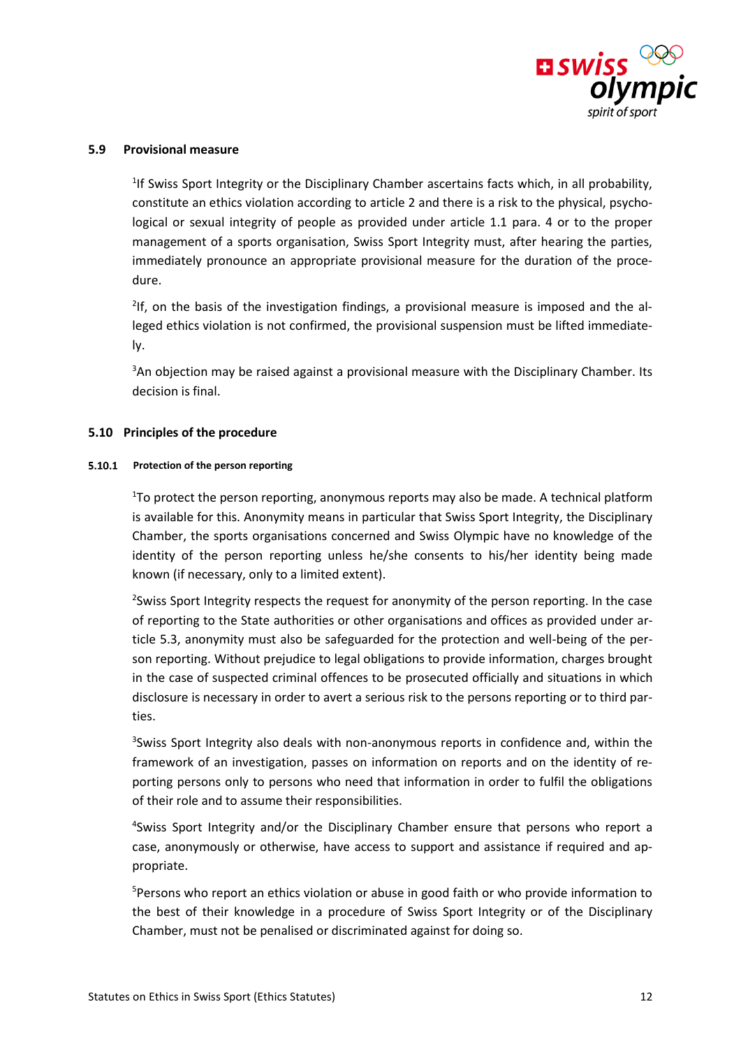## 5.9 Provisional measure

[1]If Swiss Sport Integrity or the Disciplinary Chamber ascertains facts which, in all probability, constitute an ethics violation according to article 2 and there is a risk to the physical, psychological or sexual integrity of people as provided under article 1.1 para. 4 or to the proper management of a sports organisation, Swiss Sport Integrity must, after hearing the parties, immediately pronounce an appropriate provisional measure for the duration of the procedure.

[2]If, on the basis of the investigation findings, a provisional measure is imposed and the alleged ethics violation is not confirmed, the provisional suspension must be lifted immediately.

[3]An objection may be raised against a provisional measure with the Disciplinary Chamber. Its decision is final.

## 5.10 Principles of the procedure

### 5.10.1 Protection of the person reporting

[1]To protect the person reporting, anonymous reports may also be made. A technical platform is available for this. Anonymity means in particular that Swiss Sport Integrity, the Disciplinary Chamber, the sports organisations concerned and Swiss Olympic have no knowledge of the identity of the person reporting unless he/she consents to his/her identity being made known (if necessary, only to a limited extent).

[2]Swiss Sport Integrity respects the request for anonymity of the person reporting. In the case of reporting to the State authorities or other organisations and offices as provided under article 5.3, anonymity must also be safeguarded for the protection and well-being of the person reporting. Without prejudice to legal obligations to provide information, charges brought in the case of suspected criminal offences to be prosecuted officially and situations in which disclosure is necessary in order to avert a serious risk to the persons reporting or to third parties.

[3]Swiss Sport Integrity also deals with non-anonymous reports in confidence and, within the framework of an investigation, passes on information on reports and on the identity of reporting persons only to persons who need that information in order to fulfil the obligations of their role and to assume their responsibilities.

[4]Swiss Sport Integrity and/or the Disciplinary Chamber ensure that persons who report a case, anonymously or otherwise, have access to support and assistance if required and appropriate.

[5]Persons who report an ethics violation or abuse in good faith or who provide information to the best of their knowledge in a procedure of Swiss Sport Integrity or of the Disciplinary Chamber, must not be penalised or discriminated against for doing so.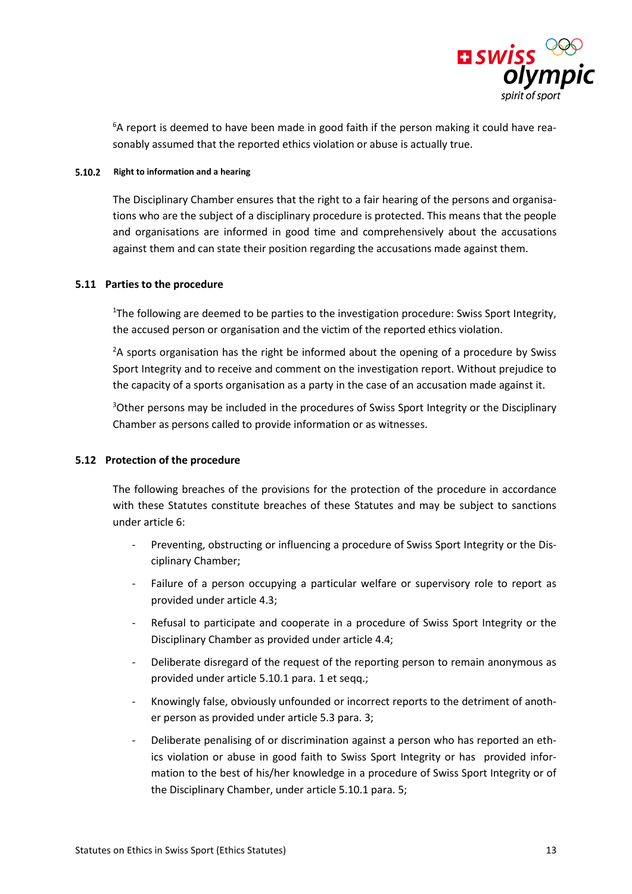[6]A report is deemed to have been made in good faith if the person making it could have reasonably assumed that the reported ethics violation or abuse is actually true.

#### 5.10.2 Right to information and a hearing

The Disciplinary Chamber ensures that the right to a fair hearing of the persons and organisations who are the subject of a disciplinary procedure is protected. This means that the people and organisations are informed in good time and comprehensively about the accusations against them and can state their position regarding the accusations made against them.

### 5.11 Parties to the procedure

[1]The following are deemed to be parties to the investigation procedure: Swiss Sport Integrity, the accused person or organisation and the victim of the reported ethics violation.

[2]A sports organisation has the right be informed about the opening of a procedure by Swiss Sport Integrity and to receive and comment on the investigation report. Without prejudice to the capacity of a sports organisation as a party in the case of an accusation made against it.

[3]Other persons may be included in the procedures of Swiss Sport Integrity or the Disciplinary Chamber as persons called to provide information or as witnesses.

### 5.12 Protection of the procedure

The following breaches of the provisions for the protection of the procedure in accordance with these Statutes constitute breaches of these Statutes and may be subject to sanctions under article 6:

- Preventing, obstructing or influencing a procedure of Swiss Sport Integrity or the Disciplinary Chamber;
- Failure of a person occupying a particular welfare or supervisory role to report as provided under article 4.3;
- Refusal to participate and cooperate in a procedure of Swiss Sport Integrity or the Disciplinary Chamber as provided under article 4.4;
- Deliberate disregard of the request of the reporting person to remain anonymous as provided under article 5.10.1 para. 1 et seqq.;
- Knowingly false, obviously unfounded or incorrect reports to the detriment of another person as provided under article 5.3 para. 3;
- Deliberate penalising of or discrimination against a person who has reported an ethics violation or abuse in good faith to Swiss Sport Integrity or has provided information to the best of his/her knowledge in a procedure of Swiss Sport Integrity or of the Disciplinary Chamber, under article 5.10.1 para. 5;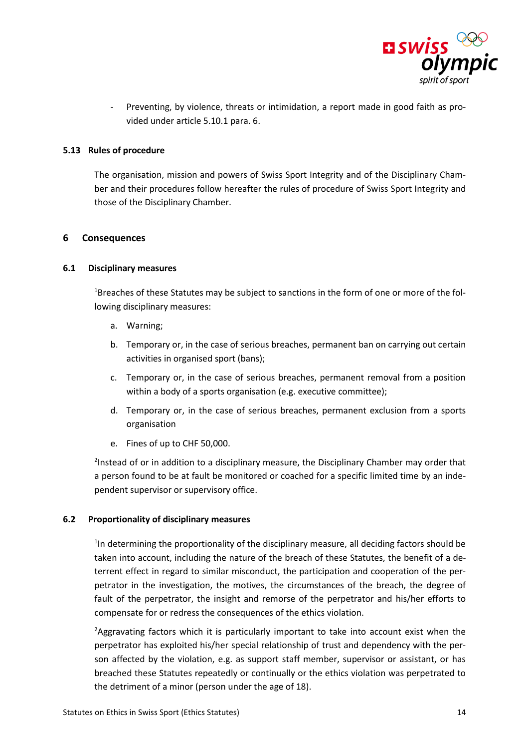- Preventing, by violence, threats or intimidation, a report made in good faith as provided under article 5.10.1 para. 6.

### 5.13 Rules of procedure

The organisation, mission and powers of Swiss Sport Integrity and of the Disciplinary Chamber and their procedures follow hereafter the rules of procedure of Swiss Sport Integrity and those of the Disciplinary Chamber.

## 6 Consequences

### 6.1 Disciplinary measures

[1]Breaches of these Statutes may be subject to sanctions in the form of one or more of the following disciplinary measures:

a. Warning;

b. Temporary or, in the case of serious breaches, permanent ban on carrying out certain activities in organised sport (bans);

c. Temporary or, in the case of serious breaches, permanent removal from a position within a body of a sports organisation (e.g. executive committee);

d. Temporary or, in the case of serious breaches, permanent exclusion from a sports organisation

e. Fines of up to CHF 50,000.

[2]Instead of or in addition to a disciplinary measure, the Disciplinary Chamber may order that a person found to be at fault be monitored or coached for a specific limited time by an independent supervisor or supervisory office.

### 6.2 Proportionality of disciplinary measures

[1]In determining the proportionality of the disciplinary measure, all deciding factors should be taken into account, including the nature of the breach of these Statutes, the benefit of a deterrent effect in regard to similar misconduct, the participation and cooperation of the perpetrator in the investigation, the motives, the circumstances of the breach, the degree of fault of the perpetrator, the insight and remorse of the perpetrator and his/her efforts to compensate for or redress the consequences of the ethics violation.

[2]Aggravating factors which it is particularly important to take into account exist when the perpetrator has exploited his/her special relationship of trust and dependency with the person affected by the violation, e.g. as support staff member, supervisor or assistant, or has breached these Statutes repeatedly or continually or the ethics violation was perpetrated to the detriment of a minor (person under the age of 18).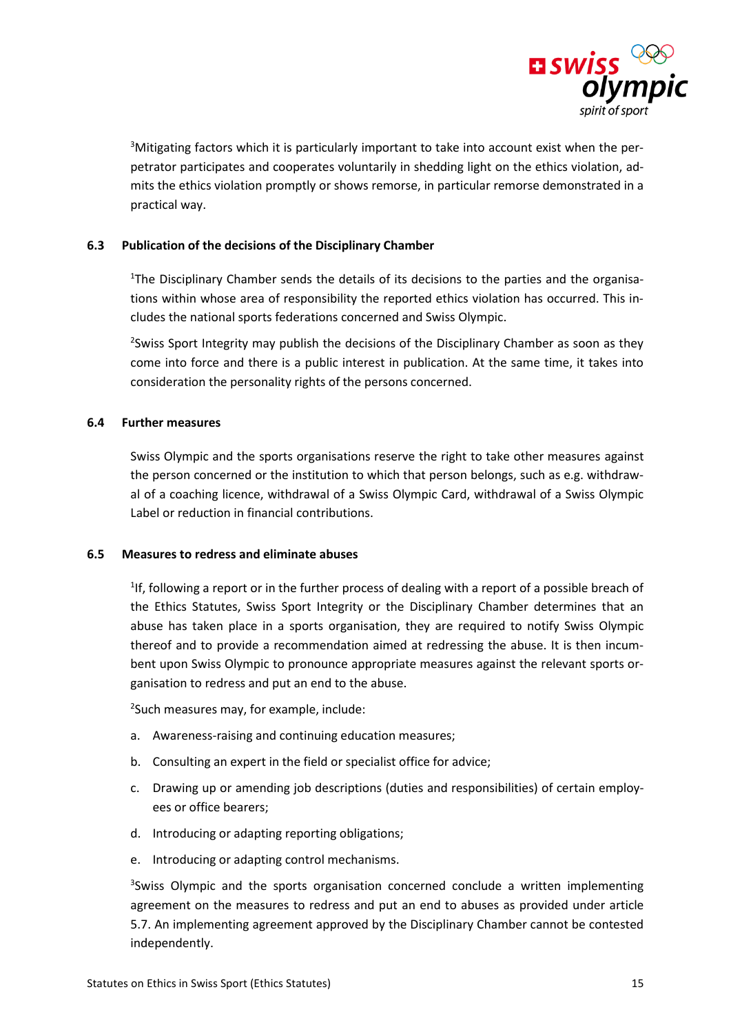[3]Mitigating factors which it is particularly important to take into account exist when the perpetrator participates and cooperates voluntarily in shedding light on the ethics violation, admits the ethics violation promptly or shows remorse, in particular remorse demonstrated in a practical way.

### 6.3 Publication of the decisions of the Disciplinary Chamber

[1]The Disciplinary Chamber sends the details of its decisions to the parties and the organisations within whose area of responsibility the reported ethics violation has occurred. This includes the national sports federations concerned and Swiss Olympic.

[2]Swiss Sport Integrity may publish the decisions of the Disciplinary Chamber as soon as they come into force and there is a public interest in publication. At the same time, it takes into consideration the personality rights of the persons concerned.

### 6.4 Further measures

Swiss Olympic and the sports organisations reserve the right to take other measures against the person concerned or the institution to which that person belongs, such as e.g. withdrawal of a coaching licence, withdrawal of a Swiss Olympic Card, withdrawal of a Swiss Olympic Label or reduction in financial contributions.

### 6.5 Measures to redress and eliminate abuses

[1]If, following a report or in the further process of dealing with a report of a possible breach of the Ethics Statutes, Swiss Sport Integrity or the Disciplinary Chamber determines that an abuse has taken place in a sports organisation, they are required to notify Swiss Olympic thereof and to provide a recommendation aimed at redressing the abuse. It is then incumbent upon Swiss Olympic to pronounce appropriate measures against the relevant sports organisation to redress and put an end to the abuse.

[2]Such measures may, for example, include:

a. Awareness-raising and continuing education measures;

b. Consulting an expert in the field or specialist office for advice;

c. Drawing up or amending job descriptions (duties and responsibilities) of certain employees or office bearers;

d. Introducing or adapting reporting obligations;

e. Introducing or adapting control mechanisms.

[3]Swiss Olympic and the sports organisation concerned conclude a written implementing agreement on the measures to redress and put an end to abuses as provided under article 5.7. An implementing agreement approved by the Disciplinary Chamber cannot be contested independently.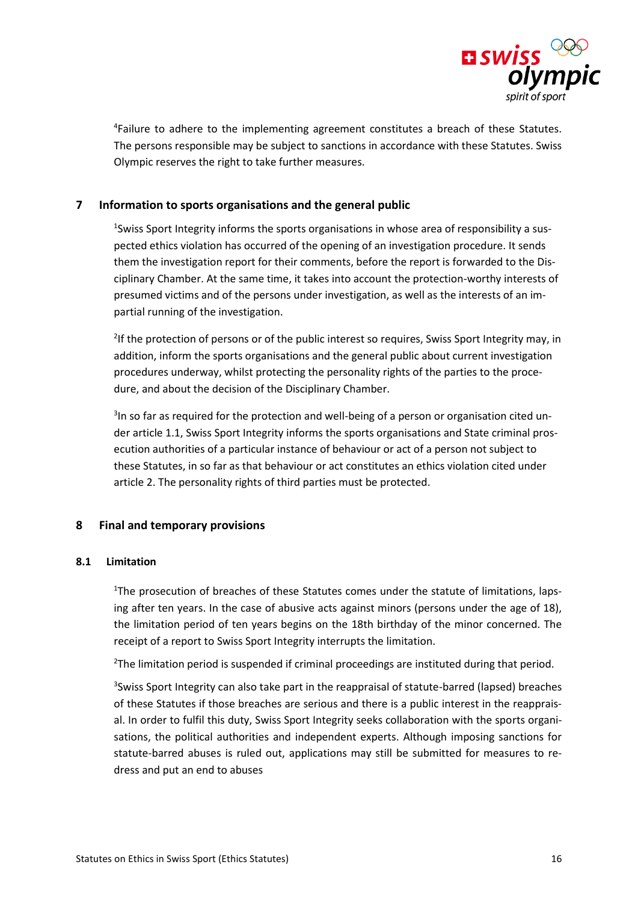[4]Failure to adhere to the implementing agreement constitutes a breach of these Statutes. The persons responsible may be subject to sanctions in accordance with these Statutes. Swiss Olympic reserves the right to take further measures.

## 7 Information to sports organisations and the general public

[1]Swiss Sport Integrity informs the sports organisations in whose area of responsibility a suspected ethics violation has occurred of the opening of an investigation procedure. It sends them the investigation report for their comments, before the report is forwarded to the Disciplinary Chamber. At the same time, it takes into account the protection-worthy interests of presumed victims and of the persons under investigation, as well as the interests of an impartial running of the investigation.

[2]If the protection of persons or of the public interest so requires, Swiss Sport Integrity may, in addition, inform the sports organisations and the general public about current investigation procedures underway, whilst protecting the personality rights of the parties to the procedure, and about the decision of the Disciplinary Chamber.

[3]In so far as required for the protection and well-being of a person or organisation cited under article 1.1, Swiss Sport Integrity informs the sports organisations and State criminal prosecution authorities of a particular instance of behaviour or act of a person not subject to these Statutes, in so far as that behaviour or act constitutes an ethics violation cited under article 2. The personality rights of third parties must be protected.

## 8 Final and temporary provisions

### 8.1 Limitation

[1]The prosecution of breaches of these Statutes comes under the statute of limitations, lapsing after ten years. In the case of abusive acts against minors (persons under the age of 18), the limitation period of ten years begins on the 18th birthday of the minor concerned. The receipt of a report to Swiss Sport Integrity interrupts the limitation.

[2]The limitation period is suspended if criminal proceedings are instituted during that period.

[3]Swiss Sport Integrity can also take part in the reappraisal of statute-barred (lapsed) breaches of these Statutes if those breaches are serious and there is a public interest in the reappraisal. In order to fulfil this duty, Swiss Sport Integrity seeks collaboration with the sports organisations, the political authorities and independent experts. Although imposing sanctions for statute-barred abuses is ruled out, applications may still be submitted for measures to redress and put an end to abuses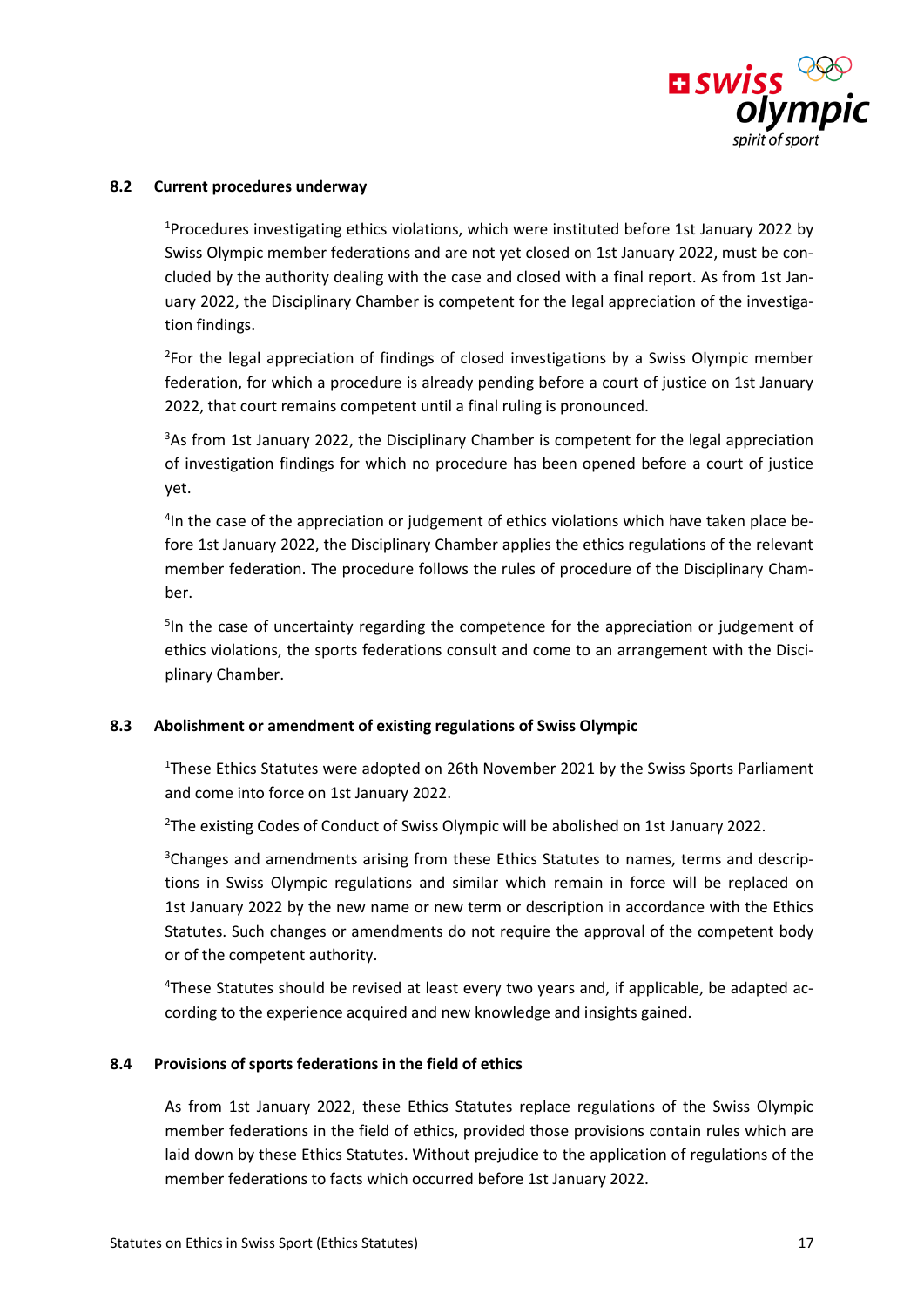### 8.2 Current procedures underway

[1]Procedures investigating ethics violations, which were instituted before 1st January 2022 by Swiss Olympic member federations and are not yet closed on 1st January 2022, must be concluded by the authority dealing with the case and closed with a final report. As from 1st January 2022, the Disciplinary Chamber is competent for the legal appreciation of the investigation findings.

[2]For the legal appreciation of findings of closed investigations by a Swiss Olympic member federation, for which a procedure is already pending before a court of justice on 1st January 2022, that court remains competent until a final ruling is pronounced.

[3]As from 1st January 2022, the Disciplinary Chamber is competent for the legal appreciation of investigation findings for which no procedure has been opened before a court of justice yet.

[4]In the case of the appreciation or judgement of ethics violations which have taken place before 1st January 2022, the Disciplinary Chamber applies the ethics regulations of the relevant member federation. The procedure follows the rules of procedure of the Disciplinary Chamber.

[5]In the case of uncertainty regarding the competence for the appreciation or judgement of ethics violations, the sports federations consult and come to an arrangement with the Disciplinary Chamber.

### 8.3 Abolishment or amendment of existing regulations of Swiss Olympic

[1]These Ethics Statutes were adopted on 26th November 2021 by the Swiss Sports Parliament and come into force on 1st January 2022.

[2]The existing Codes of Conduct of Swiss Olympic will be abolished on 1st January 2022.

[3]Changes and amendments arising from these Ethics Statutes to names, terms and descriptions in Swiss Olympic regulations and similar which remain in force will be replaced on 1st January 2022 by the new name or new term or description in accordance with the Ethics Statutes. Such changes or amendments do not require the approval of the competent body or of the competent authority.

[4]These Statutes should be revised at least every two years and, if applicable, be adapted according to the experience acquired and new knowledge and insights gained.

### 8.4 Provisions of sports federations in the field of ethics

As from 1st January 2022, these Ethics Statutes replace regulations of the Swiss Olympic member federations in the field of ethics, provided those provisions contain rules which are laid down by these Ethics Statutes. Without prejudice to the application of regulations of the member federations to facts which occurred before 1st January 2022.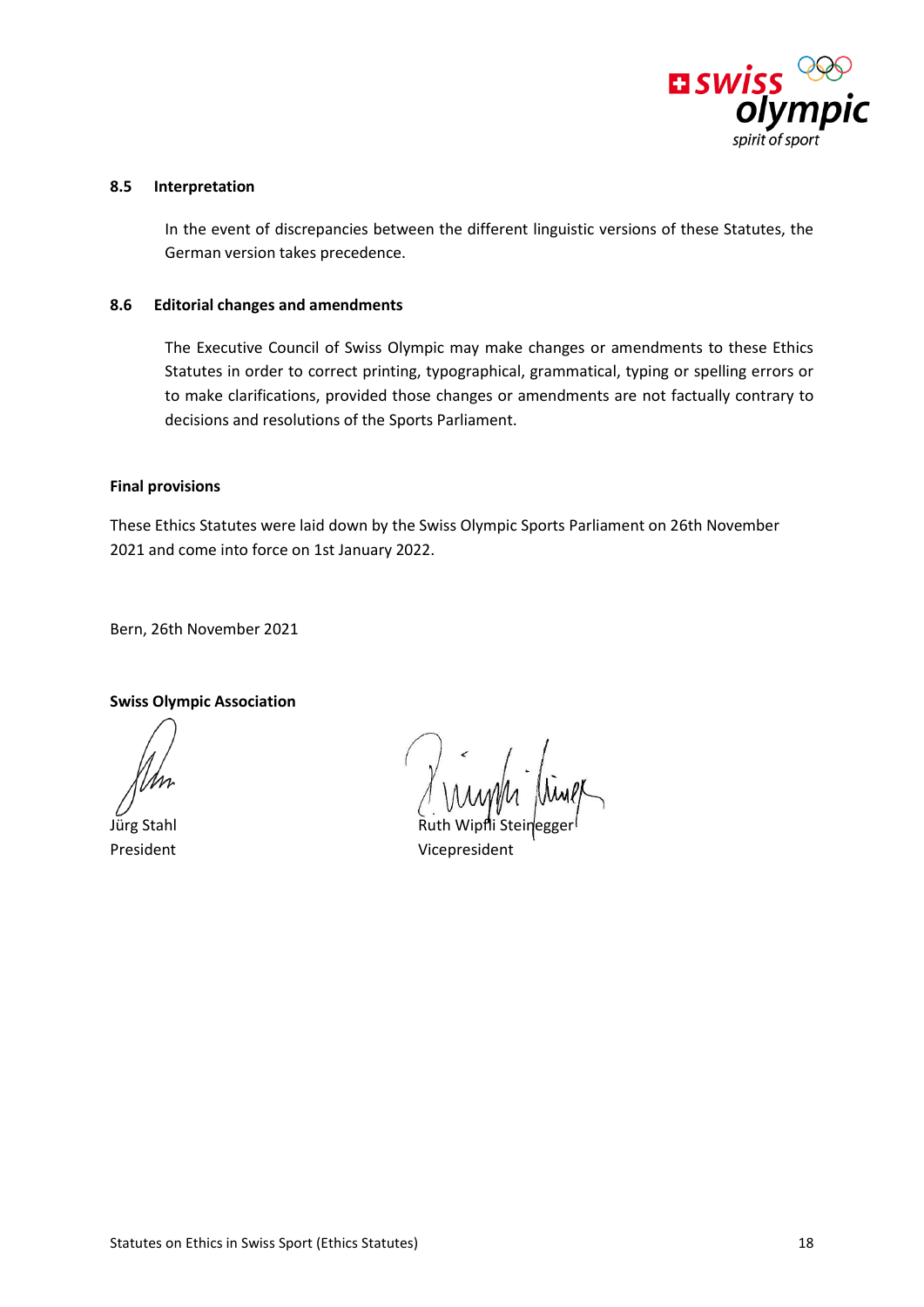### 8.5 Interpretation

In the event of discrepancies between the different linguistic versions of these Statutes, the German version takes precedence.

### 8.6 Editorial changes and amendments

The Executive Council of Swiss Olympic may make changes or amendments to these Ethics Statutes in order to correct printing, typographical, grammatical, typing or spelling errors or to make clarifications, provided those changes or amendments are not factually contrary to decisions and resolutions of the Sports Parliament.

**Final provisions**

These Ethics Statutes were laid down by the Swiss Olympic Sports Parliament on 26th November 2021 and come into force on 1st January 2022.

Bern, 26th November 2021

**Swiss Olympic Association**

| | |
|---|---|
| Jürg Stahl | Ruth Wipfli Steinegger |
| President | Vicepresident |